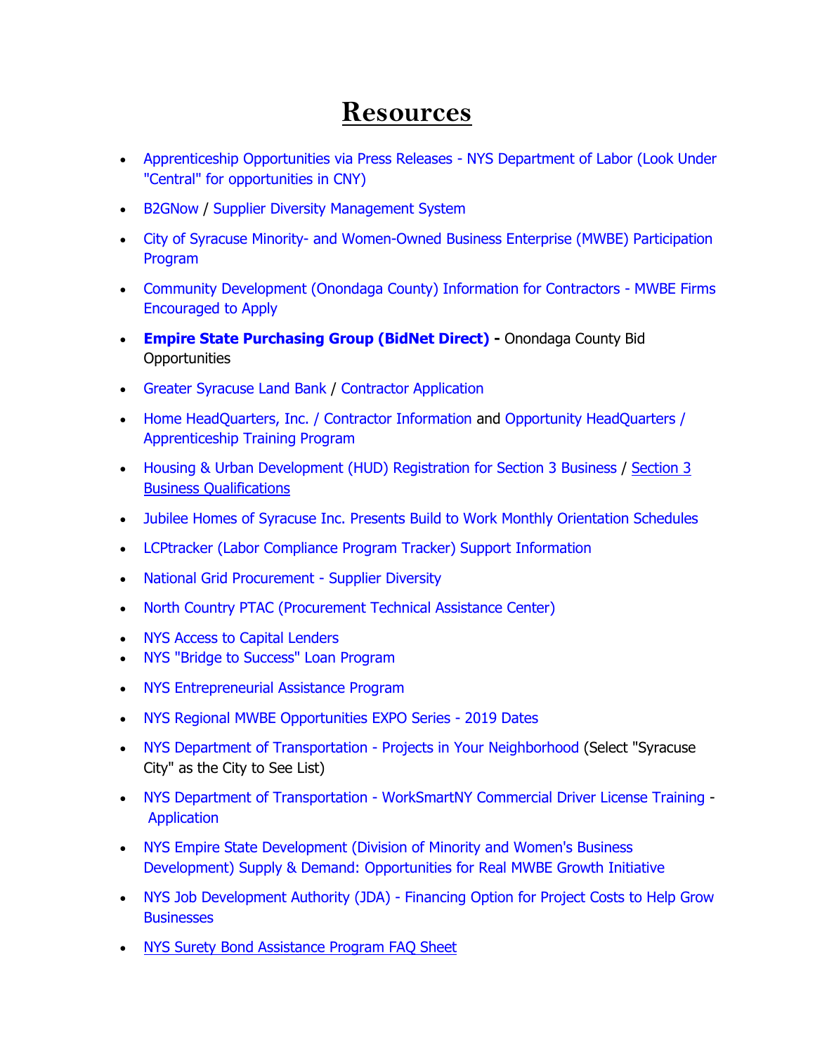# Resources

- Apprenticeship Opportunities via Press Releases - NYS Department of Labor (Look Under "Central" for opportunities in CNY)
- B2GNow / Supplier Diversity Management System
- City of Syracuse Minority- and Women-Owned Business Enterprise (MWBE) Participation Program
- Community Development (Onondaga County) Information for Contractors - MWBE Firms Encouraged to Apply
- **Empire State Purchasing Group (BidNet Direct) -** Onondaga County Bid Opportunities
- Greater Syracuse Land Bank / Contractor Application
- Home HeadQuarters, Inc. / Contractor Information and Opportunity HeadQuarters / Apprenticeship Training Program
- Housing & Urban Development (HUD) Registration for Section 3 Business / Section 3 Business Qualifications
- Jubilee Homes of Syracuse Inc. Presents Build to Work Monthly Orientation Schedules
- LCPtracker (Labor Compliance Program Tracker) Support Information
- National Grid Procurement - Supplier Diversity
- North Country PTAC (Procurement Technical Assistance Center)
- NYS Access to Capital Lenders
- NYS "Bridge to Success" Loan Program
- NYS Entrepreneurial Assistance Program
- NYS Regional MWBE Opportunities EXPO Series - 2019 Dates
- NYS Department of Transportation - Projects in Your Neighborhood (Select "Syracuse City" as the City to See List)
- NYS Department of Transportation - WorkSmartNY Commercial Driver License Training - Application
- NYS Empire State Development (Division of Minority and Women's Business Development) Supply & Demand: Opportunities for Real MWBE Growth Initiative
- NYS Job Development Authority (JDA) - Financing Option for Project Costs to Help Grow Businesses
- NYS Surety Bond Assistance Program FAQ Sheet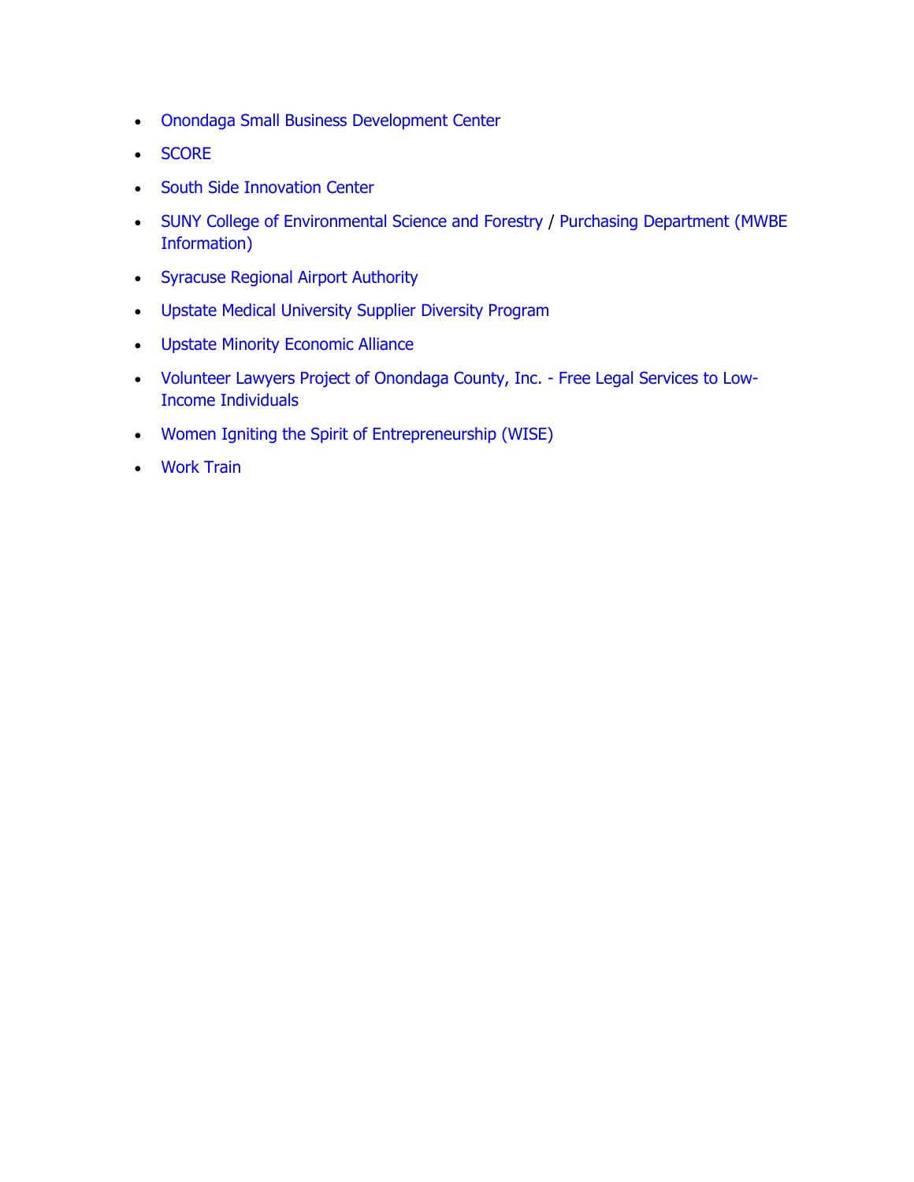- Onondaga Small Business Development Center
- SCORE
- South Side Innovation Center
- SUNY College of Environmental Science and Forestry / Purchasing Department (MWBE Information)
- Syracuse Regional Airport Authority
- Upstate Medical University Supplier Diversity Program
- Upstate Minority Economic Alliance
- Volunteer Lawyers Project of Onondaga County, Inc. - Free Legal Services to Low-Income Individuals
- Women Igniting the Spirit of Entrepreneurship (WISE)
- Work Train